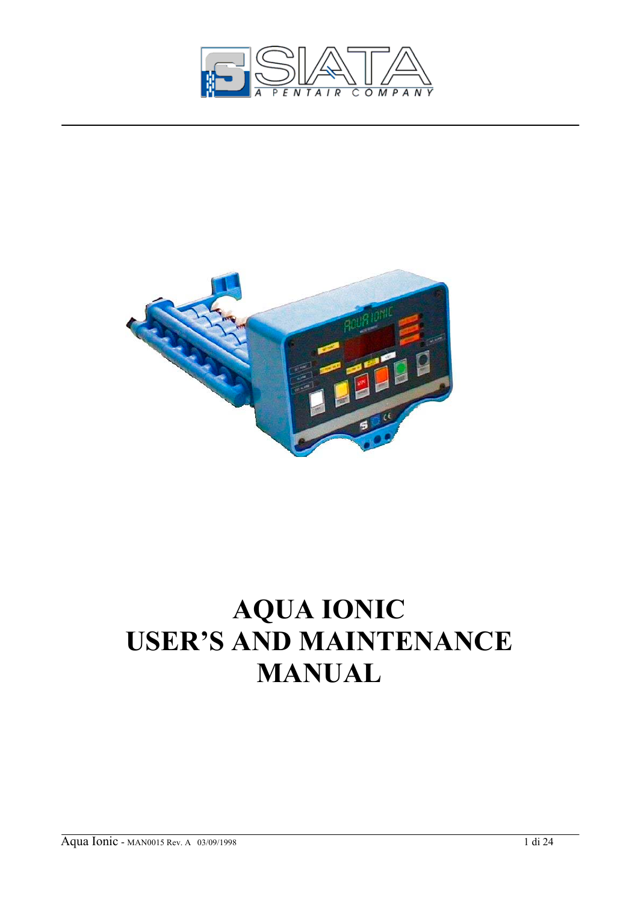SIATA

A PENTAIR COMPANY

# AQUA IONIC USER'S AND MAINTENANCE MANUAL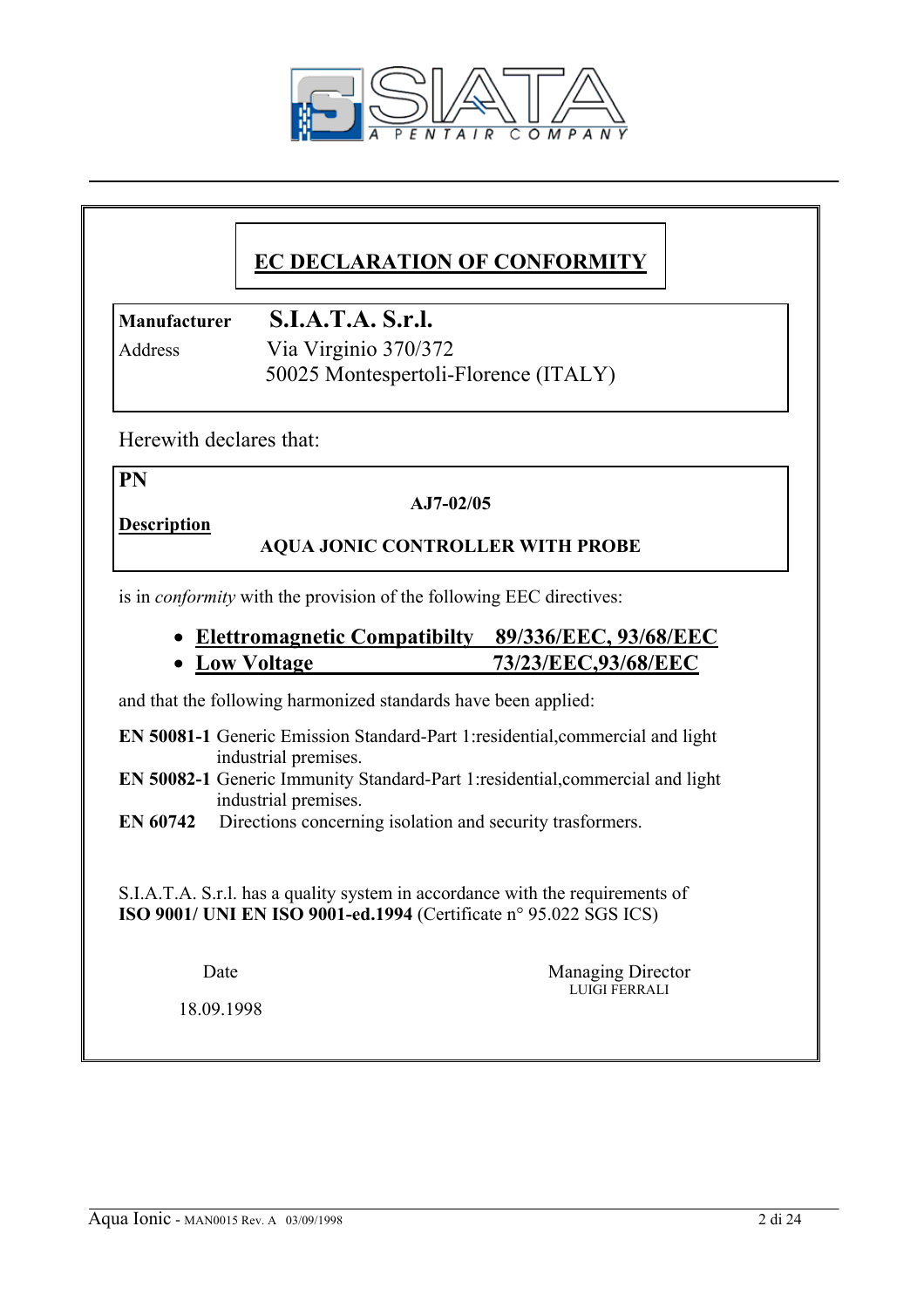SIATA
A PENTAIR COMPANY

# EC DECLARATION OF CONFORMITY

**Manufacturer** **S.I.A.T.A. S.r.l.**
Address Via Virginio 370/372
50025 Montespertoli-Florence (ITALY)

Herewith declares that:

**PN**
**AJ7-02/05**

**Description**
**AQUA JONIC CONTROLLER WITH PROBE**

is in *conformity* with the provision of the following EEC directives:

- **Elettromagnetic Compatibilty 89/336/EEC, 93/68/EEC**
- **Low Voltage 73/23/EEC,93/68/EEC**

and that the following harmonized standards have been applied:

**EN 50081-1** Generic Emission Standard-Part 1:residential,commercial and light industrial premises.
**EN 50082-1** Generic Immunity Standard-Part 1:residential,commercial and light industrial premises.
**EN 60742** Directions concerning isolation and security trasformers.

S.I.A.T.A. S.r.l. has a quality system in accordance with the requirements of **ISO 9001/ UNI EN ISO 9001-ed.1994** (Certificate n° 95.022 SGS ICS)

Date
18.09.1998

Managing Director
LUIGI FERRALI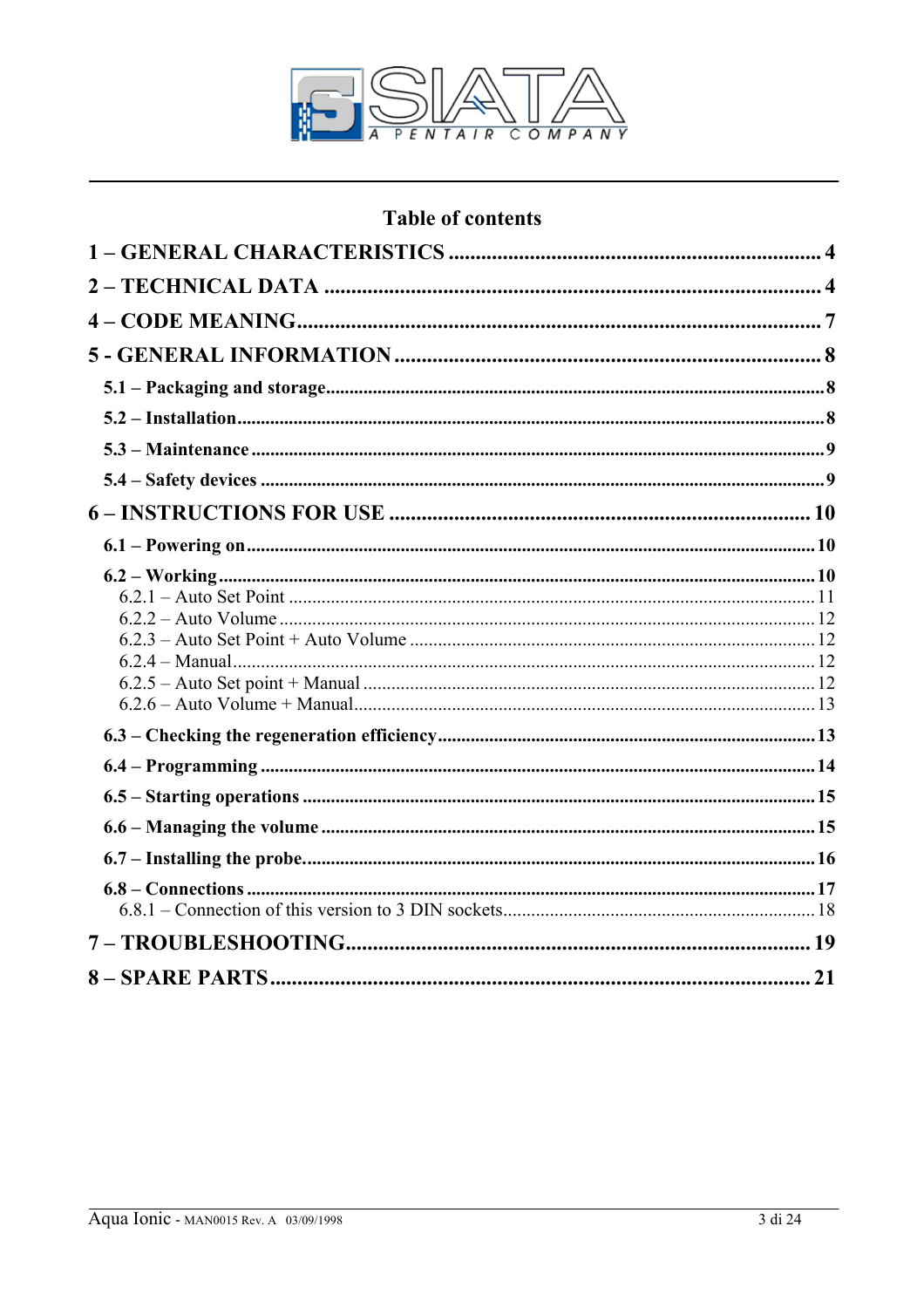SIATA
A PENTAIR COMPANY

# Table of contents

**1 – GENERAL CHARACTERISTICS** ........................................ 4

**2 – TECHNICAL DATA** ........................................ 4

**4 – CODE MEANING** ........................................ 7

**5 - GENERAL INFORMATION** ........................................ 8

- **5.1 – Packaging and storage** ........................................ 8
- **5.2 – Installation** ........................................ 8
- **5.3 – Maintenance** ........................................ 9
- **5.4 – Safety devices** ........................................ 9

**6 – INSTRUCTIONS FOR USE** ........................................ 10

- **6.1 – Powering on** ........................................ 10
- **6.2 – Working** ........................................ 10
  - 6.2.1 – Auto Set Point ........................................ 11
  - 6.2.2 – Auto Volume ........................................ 12
  - 6.2.3 – Auto Set Point + Auto Volume ........................................ 12
  - 6.2.4 – Manual ........................................ 12
  - 6.2.5 – Auto Set point + Manual ........................................ 12
  - 6.2.6 – Auto Volume + Manual ........................................ 13
- **6.3 – Checking the regeneration efficiency** ........................................ 13
- **6.4 – Programming** ........................................ 14
- **6.5 – Starting operations** ........................................ 15
- **6.6 – Managing the volume** ........................................ 15
- **6.7 – Installing the probe** ........................................ 16
- **6.8 – Connections** ........................................ 17
  - 6.8.1 – Connection of this version to 3 DIN sockets ........................................ 18

**7 – TROUBLESHOOTING** ........................................ 19

**8 – SPARE PARTS** ........................................ 21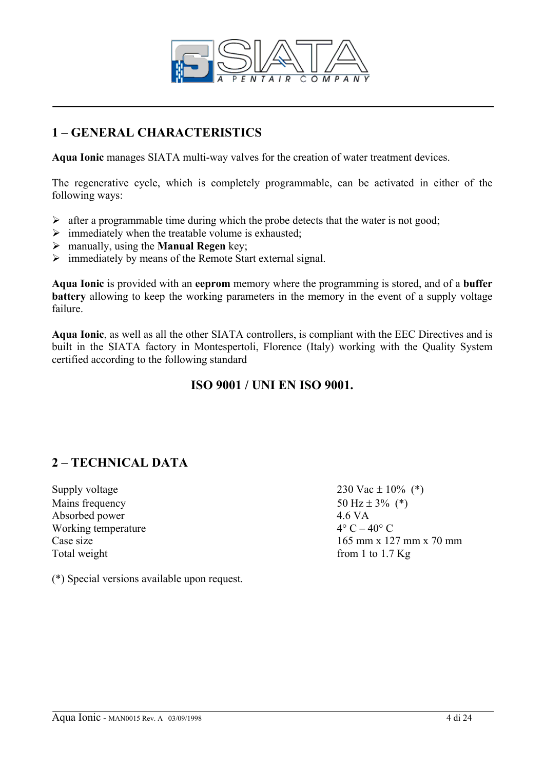## 1 – GENERAL CHARACTERISTICS

**Aqua Ionic** manages SIATA multi-way valves for the creation of water treatment devices.

The regenerative cycle, which is completely programmable, can be activated in either of the following ways:

- after a programmable time during which the probe detects that the water is not good;
- immediately when the treatable volume is exhausted;
- manually, using the **Manual Regen** key;
- immediately by means of the Remote Start external signal.

**Aqua Ionic** is provided with an **eeprom** memory where the programming is stored, and of a **buffer battery** allowing to keep the working parameters in the memory in the event of a supply voltage failure.

**Aqua Ionic**, as well as all the other SIATA controllers, is compliant with the EEC Directives and is built in the SIATA factory in Montespertoli, Florence (Italy) working with the Quality System certified according to the following standard

**ISO 9001 / UNI EN ISO 9001.**

## 2 – TECHNICAL DATA

| | |
|---|---|
| Supply voltage | 230 Vac ± 10% (*) |
| Mains frequency | 50 Hz ± 3% (*) |
| Absorbed power | 4.6 VA |
| Working temperature | 4° C – 40° C |
| Case size | 165 mm x 127 mm x 70 mm |
| Total weight | from 1 to 1.7 Kg |

(*) Special versions available upon request.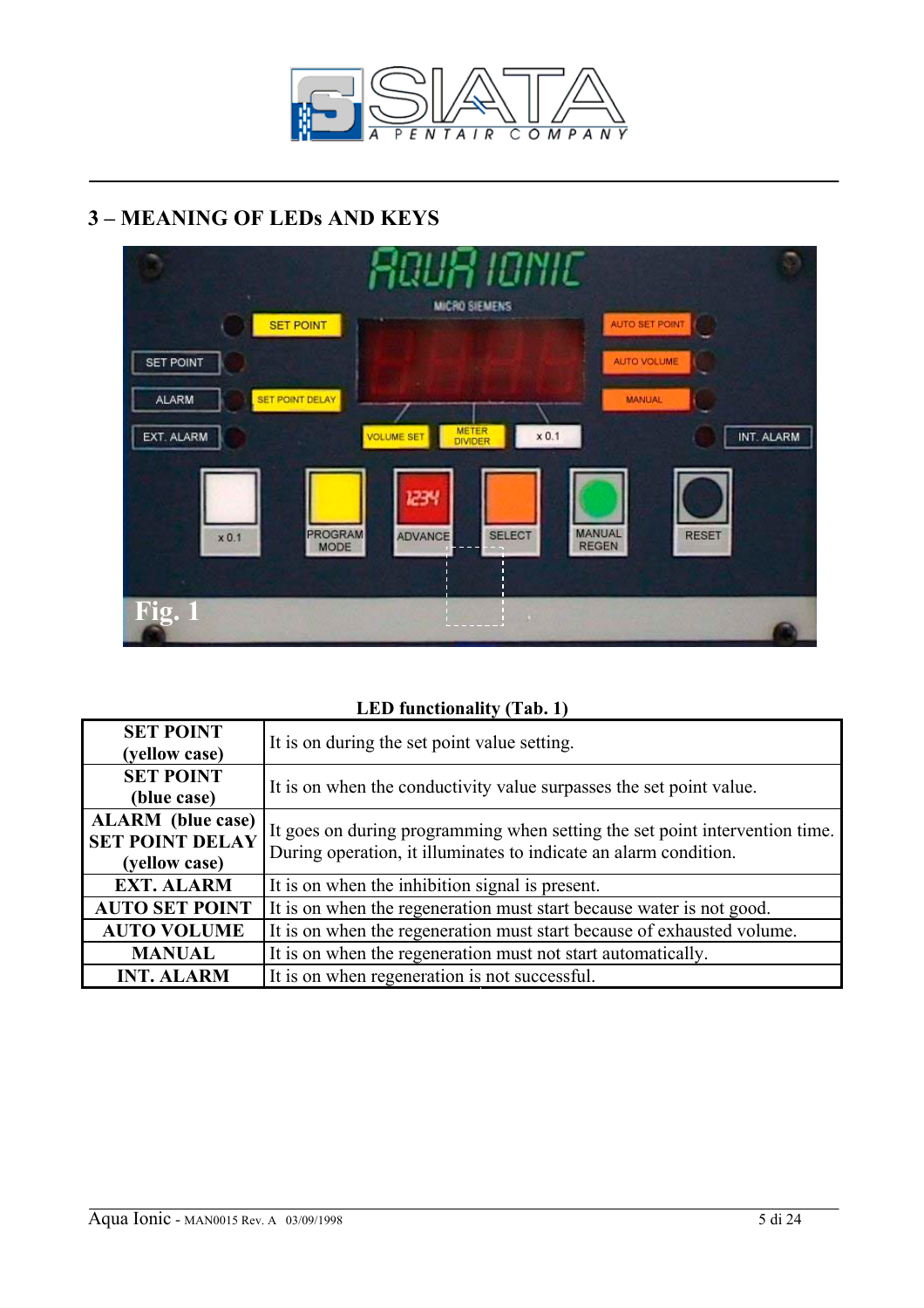## 3 – MEANING OF LEDs AND KEYS

Fig. 1

**LED functionality (Tab. 1)**

| | |
|---|---|
| **SET POINT (yellow case)** | It is on during the set point value setting. |
| **SET POINT (blue case)** | It is on when the conductivity value surpasses the set point value. |
| **ALARM (blue case) SET POINT DELAY (yellow case)** | It goes on during programming when setting the set point intervention time. During operation, it illuminates to indicate an alarm condition. |
| **EXT. ALARM** | It is on when the inhibition signal is present. |
| **AUTO SET POINT** | It is on when the regeneration must start because water is not good. |
| **AUTO VOLUME** | It is on when the regeneration must start because of exhausted volume. |
| **MANUAL** | It is on when the regeneration must not start automatically. |
| **INT. ALARM** | It is on when regeneration is not successful. |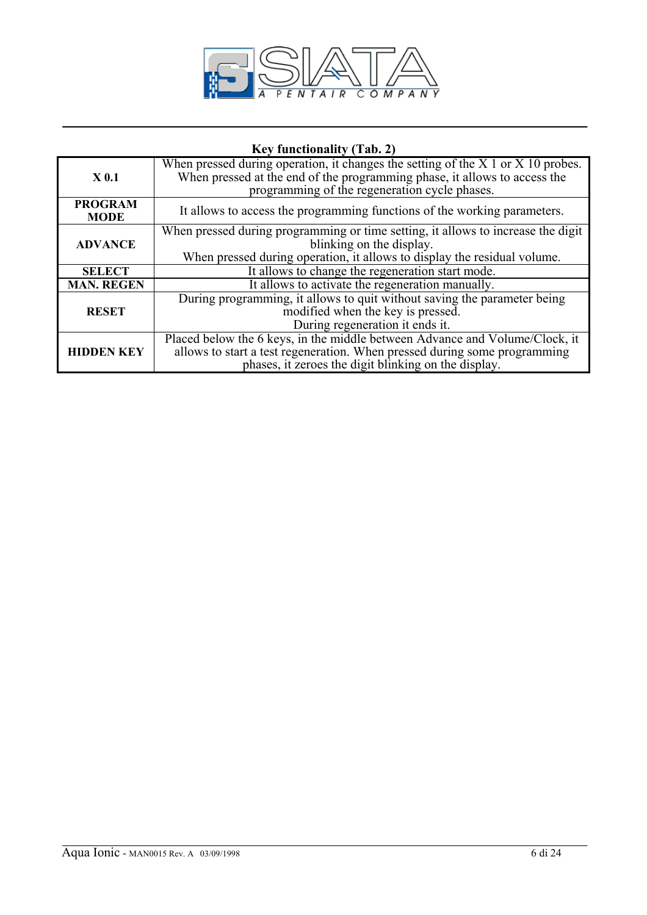**Key functionality (Tab. 2)**

| | |
|---|---|
| **X 0.1** | When pressed during operation, it changes the setting of the X 1 or X 10 probes. When pressed at the end of the programming phase, it allows to access the programming of the regeneration cycle phases. |
| **PROGRAM MODE** | It allows to access the programming functions of the working parameters. |
| **ADVANCE** | When pressed during programming or time setting, it allows to increase the digit blinking on the display. When pressed during operation, it allows to display the residual volume. |
| **SELECT** | It allows to change the regeneration start mode. |
| **MAN. REGEN** | It allows to activate the regeneration manually. |
| **RESET** | During programming, it allows to quit without saving the parameter being modified when the key is pressed. During regeneration it ends it. |
| **HIDDEN KEY** | Placed below the 6 keys, in the middle between Advance and Volume/Clock, it allows to start a test regeneration. When pressed during some programming phases, it zeroes the digit blinking on the display. |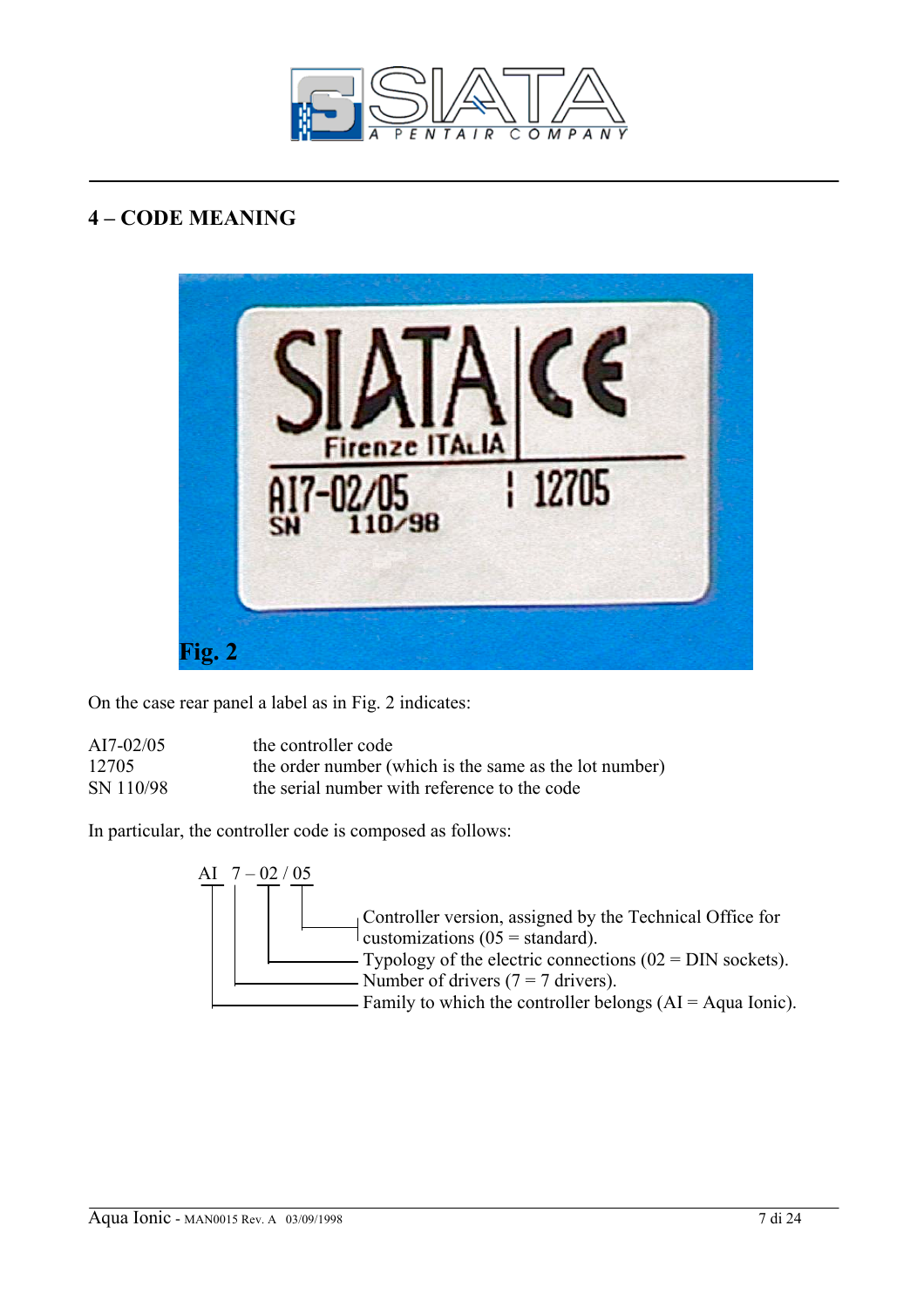## 4 – CODE MEANING

Fig. 2

On the case rear panel a label as in Fig. 2 indicates:

| | |
|---|---|
| AI7-02/05 | the controller code |
| 12705 | the order number (which is the same as the lot number) |
| SN 110/98 | the serial number with reference to the code |

In particular, the controller code is composed as follows:

AI 7 – 02 / 05

- **05**: Controller version, assigned by the Technical Office for customizations (05 = standard).
- **02**: Typology of the electric connections (02 = DIN sockets).
- **7**: Number of drivers (7 = 7 drivers).
- **AI**: Family to which the controller belongs (AI = Aqua Ionic).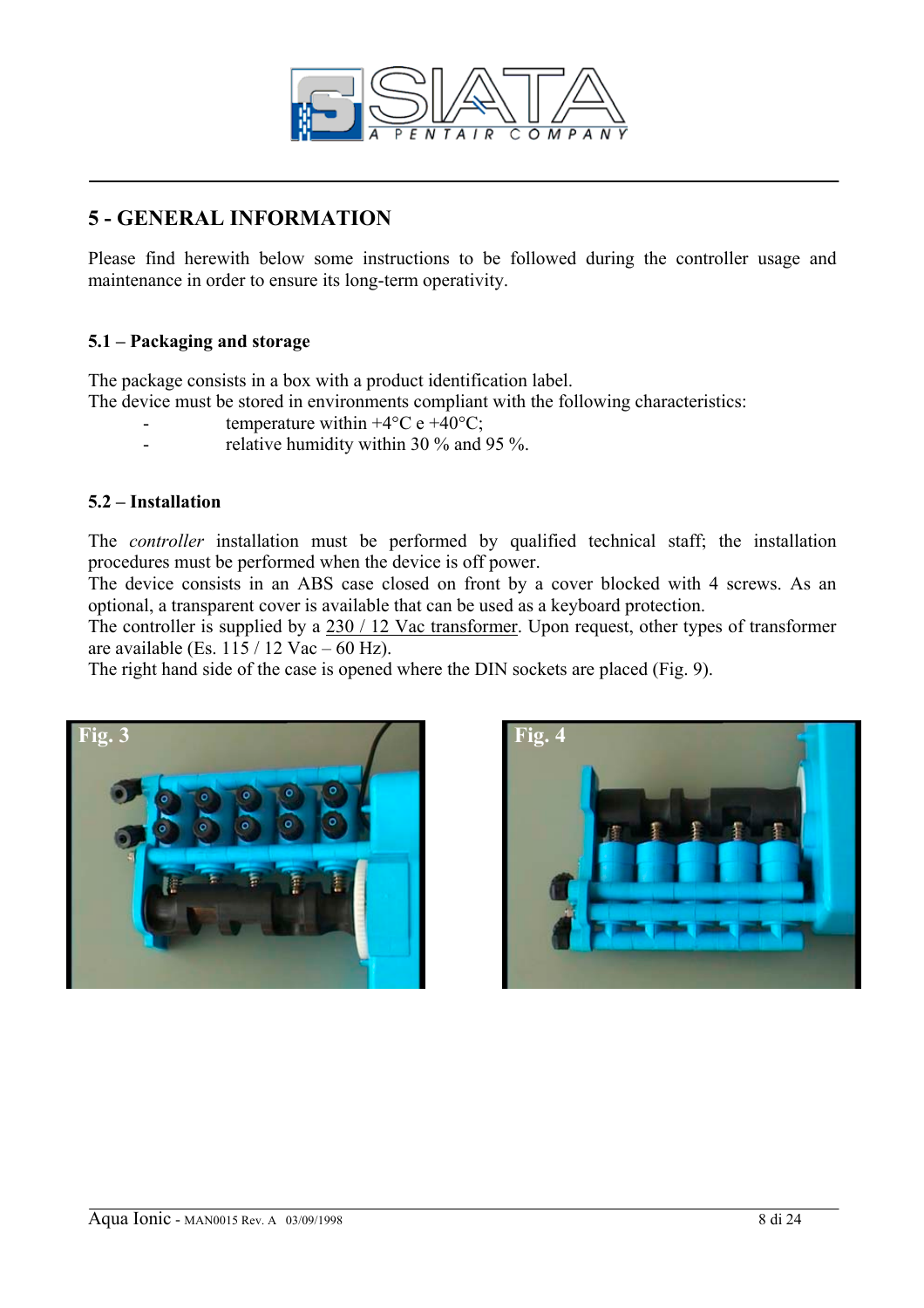# 5 - GENERAL INFORMATION

Please find herewith below some instructions to be followed during the controller usage and maintenance in order to ensure its long-term operativity.

## 5.1 – Packaging and storage

The package consists in a box with a product identification label.
The device must be stored in environments compliant with the following characteristics:

- temperature within +4°C e +40°C;
- relative humidity within 30 % and 95 %.

## 5.2 – Installation

The *controller* installation must be performed by qualified technical staff; the installation procedures must be performed when the device is off power.
The device consists in an ABS case closed on front by a cover blocked with 4 screws. As an optional, a transparent cover is available that can be used as a keyboard protection.
The controller is supplied by a 230 / 12 Vac transformer. Upon request, other types of transformer are available (Es. 115 / 12 Vac – 60 Hz).
The right hand side of the case is opened where the DIN sockets are placed (Fig. 9).

Fig. 3

Fig. 4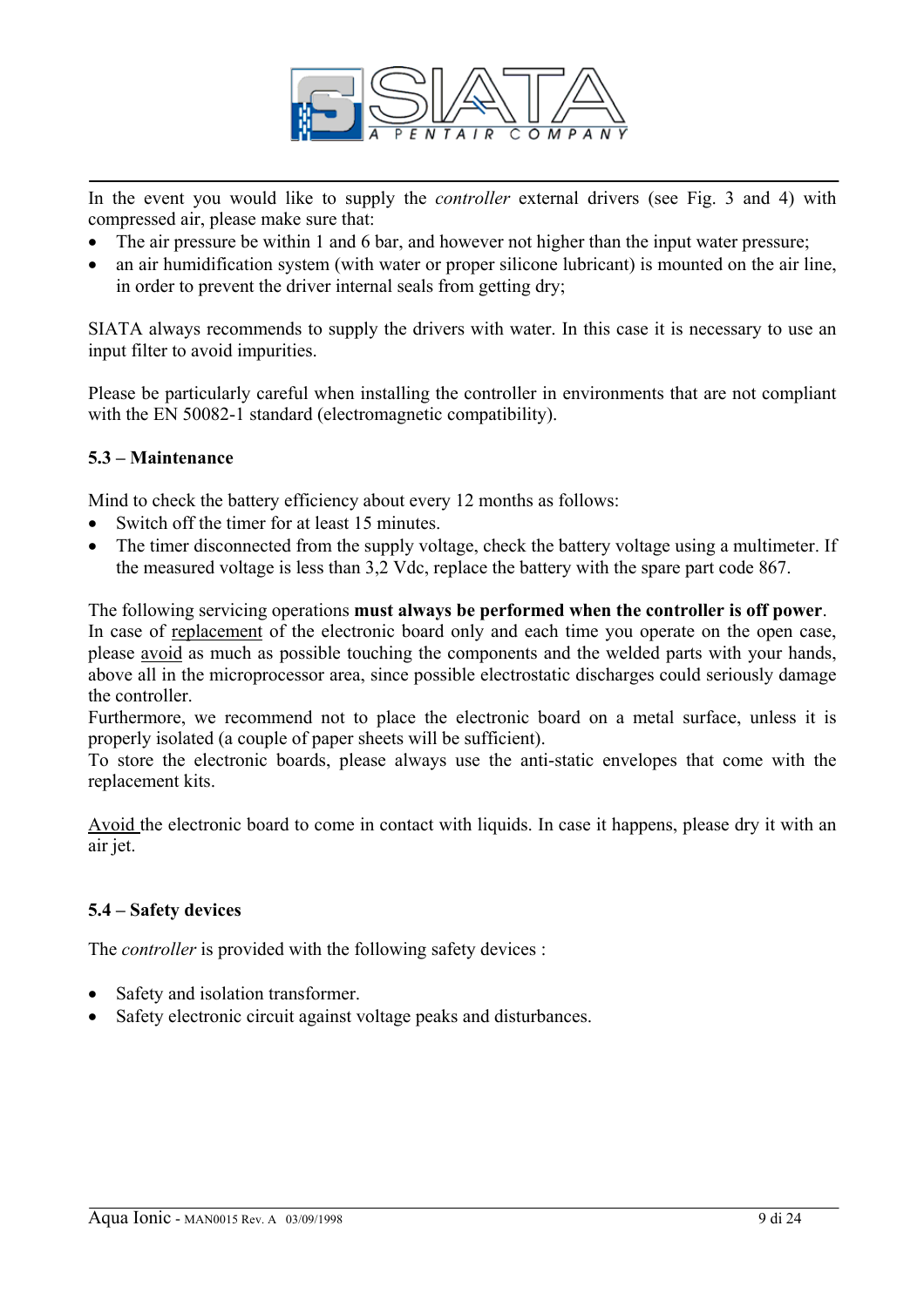In the event you would like to supply the *controller* external drivers (see Fig. 3 and 4) with compressed air, please make sure that:

- The air pressure be within 1 and 6 bar, and however not higher than the input water pressure;
- an air humidification system (with water or proper silicone lubricant) is mounted on the air line, in order to prevent the driver internal seals from getting dry;

SIATA always recommends to supply the drivers with water. In this case it is necessary to use an input filter to avoid impurities.

Please be particularly careful when installing the controller in environments that are not compliant with the EN 50082-1 standard (electromagnetic compatibility).

### 5.3 – Maintenance

Mind to check the battery efficiency about every 12 months as follows:

- Switch off the timer for at least 15 minutes.
- The timer disconnected from the supply voltage, check the battery voltage using a multimeter. If the measured voltage is less than 3,2 Vdc, replace the battery with the spare part code 867.

The following servicing operations **must always be performed when the controller is off power**.
In case of <u>replacement</u> of the electronic board only and each time you operate on the open case, please <u>avoid</u> as much as possible touching the components and the welded parts with your hands, above all in the microprocessor area, since possible electrostatic discharges could seriously damage the controller.
Furthermore, we recommend not to place the electronic board on a metal surface, unless it is properly isolated (a couple of paper sheets will be sufficient).
To store the electronic boards, please always use the anti-static envelopes that come with the replacement kits.

<u>Avoid</u> the electronic board to come in contact with liquids. In case it happens, please dry it with an air jet.

### 5.4 – Safety devices

The *controller* is provided with the following safety devices :

- Safety and isolation transformer.
- Safety electronic circuit against voltage peaks and disturbances.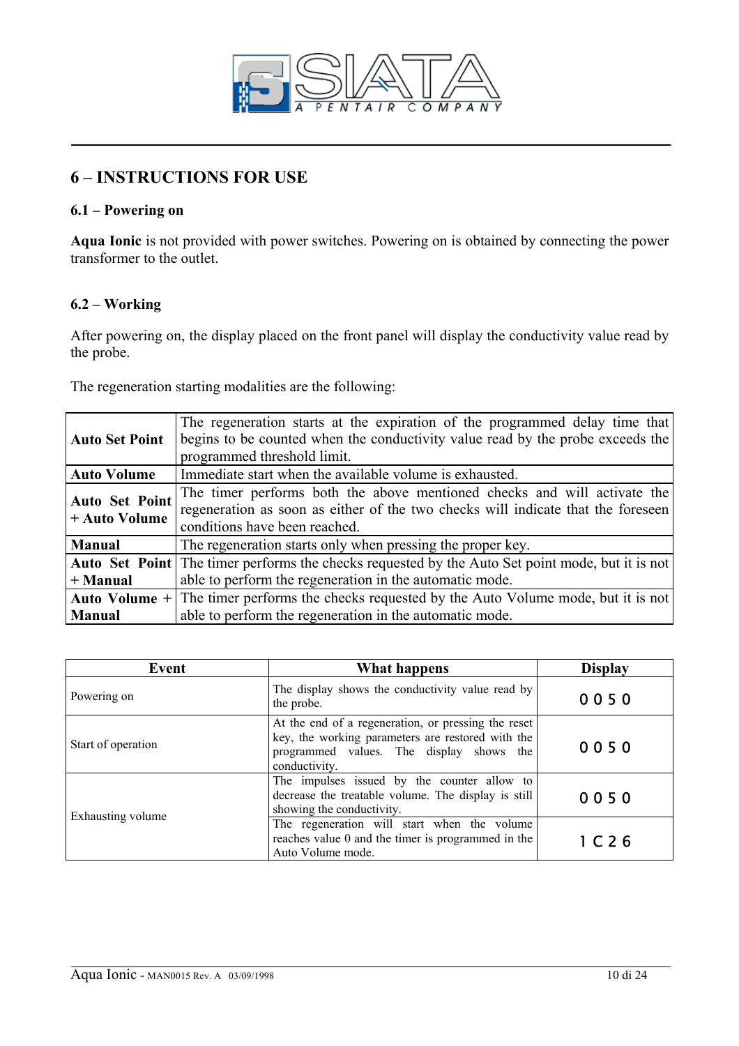## 6 – INSTRUCTIONS FOR USE

### 6.1 – Powering on

**Aqua Ionic** is not provided with power switches. Powering on is obtained by connecting the power transformer to the outlet.

### 6.2 – Working

After powering on, the display placed on the front panel will display the conductivity value read by the probe.

The regeneration starting modalities are the following:

| | |
|---|---|
| **Auto Set Point** | The regeneration starts at the expiration of the programmed delay time that begins to be counted when the conductivity value read by the probe exceeds the programmed threshold limit. |
| **Auto Volume** | Immediate start when the available volume is exhausted. |
| **Auto Set Point + Auto Volume** | The timer performs both the above mentioned checks and will activate the regeneration as soon as either of the two checks will indicate that the foreseen conditions have been reached. |
| **Manual** | The regeneration starts only when pressing the proper key. |
| **Auto Set Point + Manual** | The timer performs the checks requested by the Auto Set point mode, but it is not able to perform the regeneration in the automatic mode. |
| **Auto Volume + Manual** | The timer performs the checks requested by the Auto Volume mode, but it is not able to perform the regeneration in the automatic mode. |

| Event | What happens | Display |
|---|---|---|
| Powering on | The display shows the conductivity value read by the probe. | 0050 |
| Start of operation | At the end of a regeneration, or pressing the reset key, the working parameters are restored with the programmed values. The display shows the conductivity. | 0050 |
| Exhausting volume | The impulses issued by the counter allow to decrease the treatable volume. The display is still showing the conductivity. | 0050 |
| | The regeneration will start when the volume reaches value 0 and the timer is programmed in the Auto Volume mode. | 1C26 |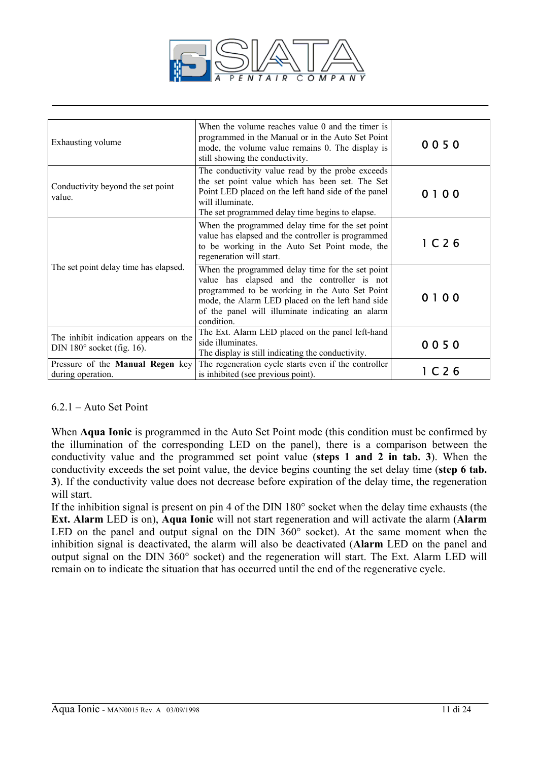| | | |
|---|---|---|
| Exhausting volume | When the volume reaches value 0 and the timer is programmed in the Manual or in the Auto Set Point mode, the volume value remains 0. The display is still showing the conductivity. | 0 0 5 0 |
| Conductivity beyond the set point value. | The conductivity value read by the probe exceeds the set point value which has been set. The Set Point LED placed on the left hand side of the panel will illuminate.<br>The set programmed delay time begins to elapse. | 0 1 0 0 |
| The set point delay time has elapsed. | When the programmed delay time for the set point value has elapsed and the controller is programmed to be working in the Auto Set Point mode, the regeneration will start. | 1 C 2 6 |
| | When the programmed delay time for the set point value has elapsed and the controller is not programmed to be working in the Auto Set Point mode, the Alarm LED placed on the left hand side of the panel will illuminate indicating an alarm condition. | 0 1 0 0 |
| The inhibit indication appears on the DIN 180° socket (fig. 16). | The Ext. Alarm LED placed on the panel left-hand side illuminates.<br>The display is still indicating the conductivity. | 0 0 5 0 |
| Pressure of the **Manual Regen** key during operation. | The regeneration cycle starts even if the controller is inhibited (see previous point). | 1 C 2 6 |

### 6.2.1 – Auto Set Point

When **Aqua Ionic** is programmed in the Auto Set Point mode (this condition must be confirmed by the illumination of the corresponding LED on the panel), there is a comparison between the conductivity value and the programmed set point value (**steps 1 and 2 in tab. 3**). When the conductivity exceeds the set point value, the device begins counting the set delay time (**step 6 tab. 3**). If the conductivity value does not decrease before expiration of the delay time, the regeneration will start.
If the inhibition signal is present on pin 4 of the DIN 180° socket when the delay time exhausts (the **Ext. Alarm** LED is on), **Aqua Ionic** will not start regeneration and will activate the alarm (**Alarm** LED on the panel and output signal on the DIN 360° socket). At the same moment when the inhibition signal is deactivated, the alarm will also be deactivated (**Alarm** LED on the panel and output signal on the DIN 360° socket) and the regeneration will start. The Ext. Alarm LED will remain on to indicate the situation that has occurred until the end of the regenerative cycle.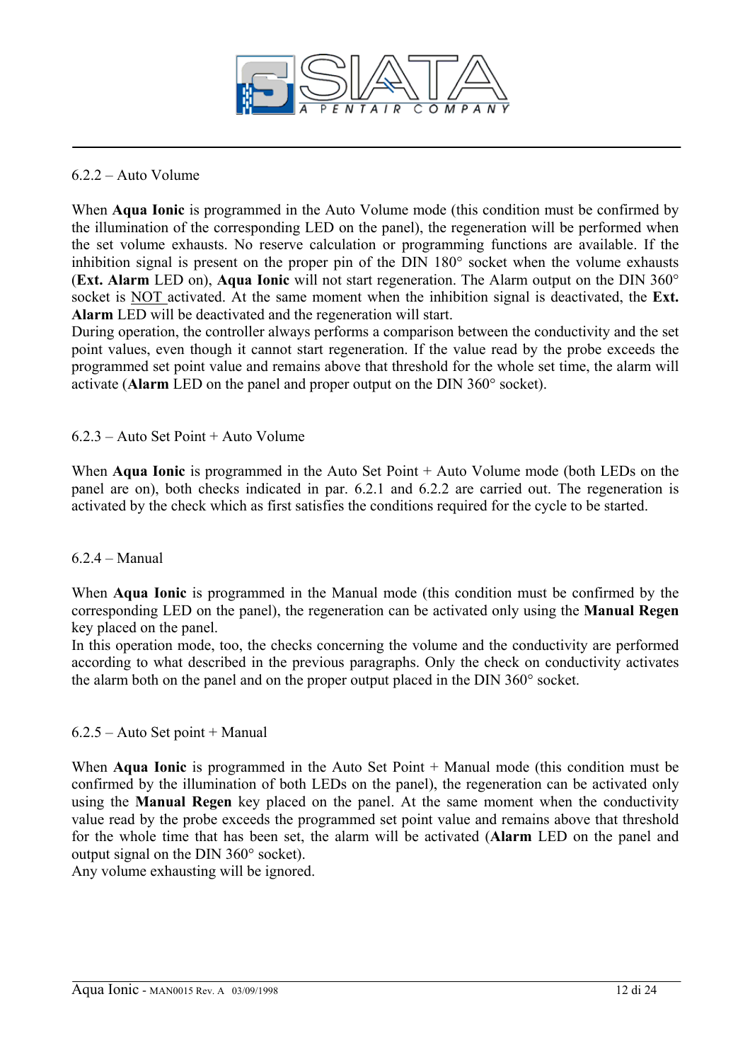### 6.2.2 – Auto Volume

When **Aqua Ionic** is programmed in the Auto Volume mode (this condition must be confirmed by the illumination of the corresponding LED on the panel), the regeneration will be performed when the set volume exhausts. No reserve calculation or programming functions are available. If the inhibition signal is present on the proper pin of the DIN 180° socket when the volume exhausts (**Ext. Alarm** LED on), **Aqua Ionic** will not start regeneration. The Alarm output on the DIN 360° socket is NOT activated. At the same moment when the inhibition signal is deactivated, the **Ext. Alarm** LED will be deactivated and the regeneration will start.

During operation, the controller always performs a comparison between the conductivity and the set point values, even though it cannot start regeneration. If the value read by the probe exceeds the programmed set point value and remains above that threshold for the whole set time, the alarm will activate (**Alarm** LED on the panel and proper output on the DIN 360° socket).

### 6.2.3 – Auto Set Point + Auto Volume

When **Aqua Ionic** is programmed in the Auto Set Point + Auto Volume mode (both LEDs on the panel are on), both checks indicated in par. 6.2.1 and 6.2.2 are carried out. The regeneration is activated by the check which as first satisfies the conditions required for the cycle to be started.

### 6.2.4 – Manual

When **Aqua Ionic** is programmed in the Manual mode (this condition must be confirmed by the corresponding LED on the panel), the regeneration can be activated only using the **Manual Regen** key placed on the panel.

In this operation mode, too, the checks concerning the volume and the conductivity are performed according to what described in the previous paragraphs. Only the check on conductivity activates the alarm both on the panel and on the proper output placed in the DIN 360° socket.

### 6.2.5 – Auto Set point + Manual

When **Aqua Ionic** is programmed in the Auto Set Point + Manual mode (this condition must be confirmed by the illumination of both LEDs on the panel), the regeneration can be activated only using the **Manual Regen** key placed on the panel. At the same moment when the conductivity value read by the probe exceeds the programmed set point value and remains above that threshold for the whole time that has been set, the alarm will be activated (**Alarm** LED on the panel and output signal on the DIN 360° socket).

Any volume exhausting will be ignored.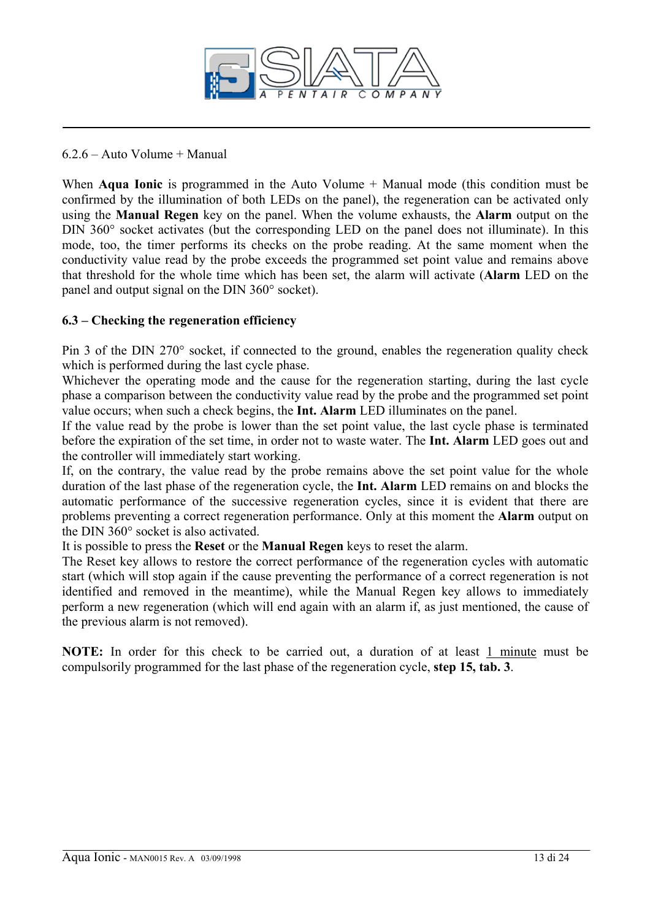6.2.6 – Auto Volume + Manual

When **Aqua Ionic** is programmed in the Auto Volume + Manual mode (this condition must be confirmed by the illumination of both LEDs on the panel), the regeneration can be activated only using the **Manual Regen** key on the panel. When the volume exhausts, the **Alarm** output on the DIN 360° socket activates (but the corresponding LED on the panel does not illuminate). In this mode, too, the timer performs its checks on the probe reading. At the same moment when the conductivity value read by the probe exceeds the programmed set point value and remains above that threshold for the whole time which has been set, the alarm will activate (**Alarm** LED on the panel and output signal on the DIN 360° socket).

**6.3 – Checking the regeneration efficiency**

Pin 3 of the DIN 270° socket, if connected to the ground, enables the regeneration quality check which is performed during the last cycle phase.
Whichever the operating mode and the cause for the regeneration starting, during the last cycle phase a comparison between the conductivity value read by the probe and the programmed set point value occurs; when such a check begins, the **Int. Alarm** LED illuminates on the panel.
If the value read by the probe is lower than the set point value, the last cycle phase is terminated before the expiration of the set time, in order not to waste water. The **Int. Alarm** LED goes out and the controller will immediately start working.
If, on the contrary, the value read by the probe remains above the set point value for the whole duration of the last phase of the regeneration cycle, the **Int. Alarm** LED remains on and blocks the automatic performance of the successive regeneration cycles, since it is evident that there are problems preventing a correct regeneration performance. Only at this moment the **Alarm** output on the DIN 360° socket is also activated.
It is possible to press the **Reset** or the **Manual Regen** keys to reset the alarm.
The Reset key allows to restore the correct performance of the regeneration cycles with automatic start (which will stop again if the cause preventing the performance of a correct regeneration is not identified and removed in the meantime), while the Manual Regen key allows to immediately perform a new regeneration (which will end again with an alarm if, as just mentioned, the cause of the previous alarm is not removed).

**NOTE:** In order for this check to be carried out, a duration of at least 1 minute must be compulsorily programmed for the last phase of the regeneration cycle, **step 15, tab. 3**.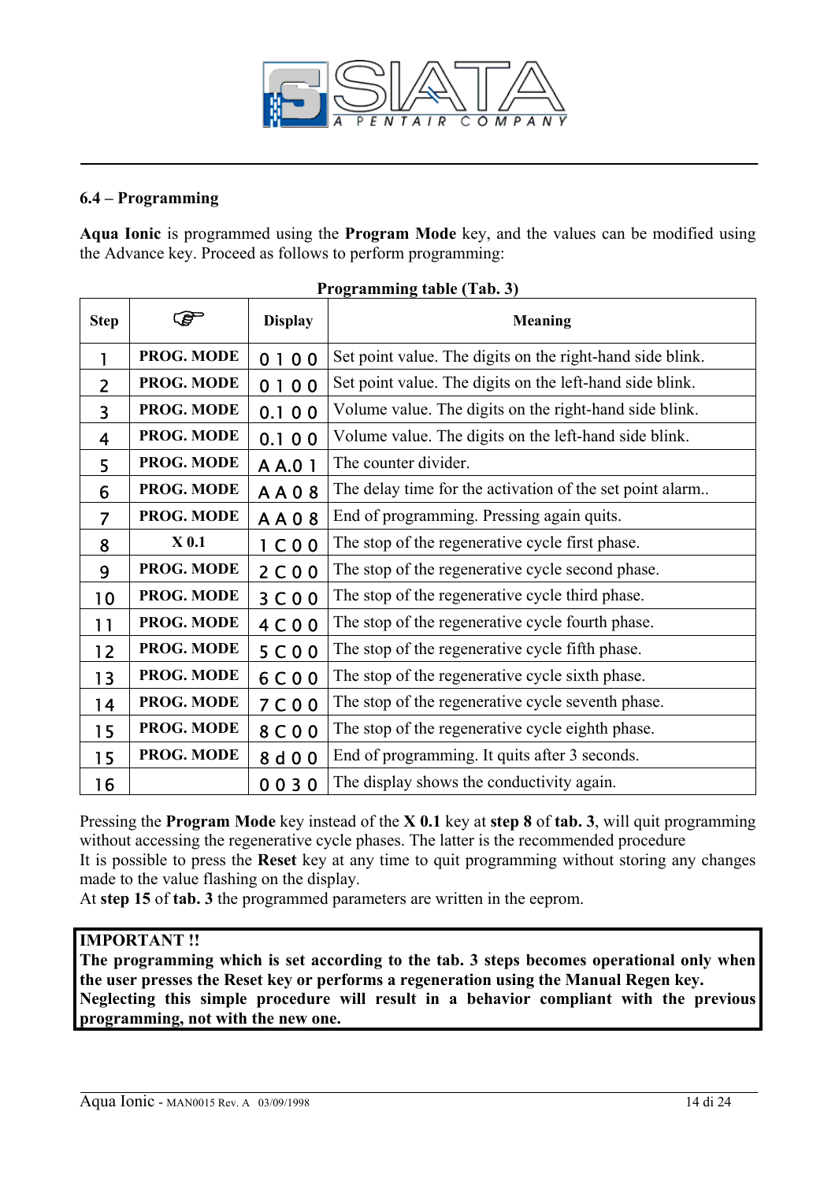## 6.4 – Programming

**Aqua Ionic** is programmed using the **Program Mode** key, and the values can be modified using the Advance key. Proceed as follows to perform programming:

**Programming table (Tab. 3)**

| Step | ☞ | Display | Meaning |
|---|---|---|---|
| 1 | **PROG. MODE** | 0 1 0 0 | Set point value. The digits on the right-hand side blink. |
| 2 | **PROG. MODE** | 0 1 0 0 | Set point value. The digits on the left-hand side blink. |
| 3 | **PROG. MODE** | 0.1 0 0 | Volume value. The digits on the right-hand side blink. |
| 4 | **PROG. MODE** | 0.1 0 0 | Volume value. The digits on the left-hand side blink. |
| 5 | **PROG. MODE** | A A.0 1 | The counter divider. |
| 6 | **PROG. MODE** | A A 0 8 | The delay time for the activation of the set point alarm.. |
| 7 | **PROG. MODE** | A A 0 8 | End of programming. Pressing again quits. |
| 8 | **X 0.1** | 1 C 0 0 | The stop of the regenerative cycle first phase. |
| 9 | **PROG. MODE** | 2 C 0 0 | The stop of the regenerative cycle second phase. |
| 10 | **PROG. MODE** | 3 C 0 0 | The stop of the regenerative cycle third phase. |
| 11 | **PROG. MODE** | 4 C 0 0 | The stop of the regenerative cycle fourth phase. |
| 12 | **PROG. MODE** | 5 C 0 0 | The stop of the regenerative cycle fifth phase. |
| 13 | **PROG. MODE** | 6 C 0 0 | The stop of the regenerative cycle sixth phase. |
| 14 | **PROG. MODE** | 7 C 0 0 | The stop of the regenerative cycle seventh phase. |
| 15 | **PROG. MODE** | 8 C 0 0 | The stop of the regenerative cycle eighth phase. |
| 15 | **PROG. MODE** | 8 d 0 0 | End of programming. It quits after 3 seconds. |
| 16 | | 0 0 3 0 | The display shows the conductivity again. |

Pressing the **Program Mode** key instead of the **X 0.1** key at **step 8** of **tab. 3**, will quit programming without accessing the regenerative cycle phases. The latter is the recommended procedure
It is possible to press the **Reset** key at any time to quit programming without storing any changes made to the value flashing on the display.
At **step 15** of **tab. 3** the programmed parameters are written in the eeprom.

**IMPORTANT !!**
**The programming which is set according to the tab. 3 steps becomes operational only when the user presses the Reset key or performs a regeneration using the Manual Regen key.**
**Neglecting this simple procedure will result in a behavior compliant with the previous programming, not with the new one.**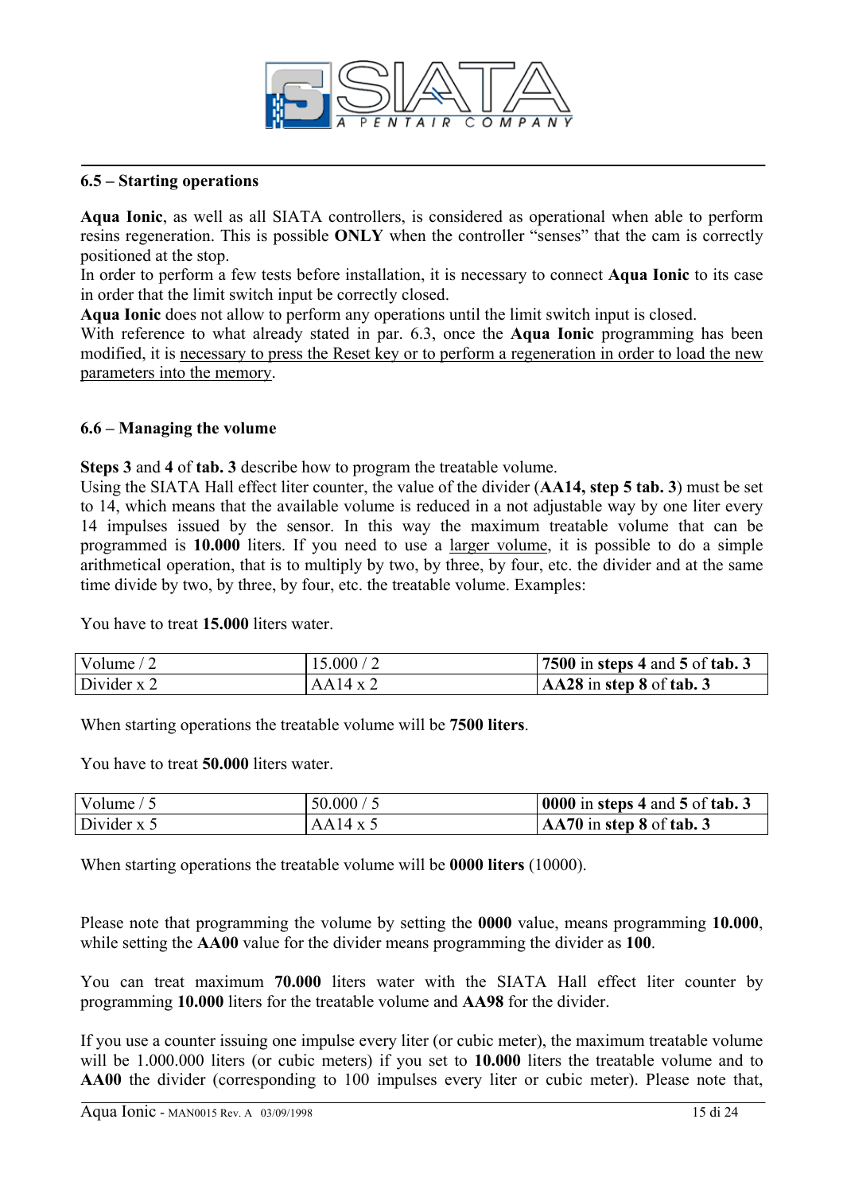## 6.5 – Starting operations

**Aqua Ionic**, as well as all SIATA controllers, is considered as operational when able to perform resins regeneration. This is possible **ONLY** when the controller "senses" that the cam is correctly positioned at the stop.
In order to perform a few tests before installation, it is necessary to connect **Aqua Ionic** to its case in order that the limit switch input be correctly closed.
**Aqua Ionic** does not allow to perform any operations until the limit switch input is closed.
With reference to what already stated in par. 6.3, once the **Aqua Ionic** programming has been modified, it is necessary to press the Reset key or to perform a regeneration in order to load the new parameters into the memory.

## 6.6 – Managing the volume

**Steps 3** and **4** of **tab. 3** describe how to program the treatable volume.
Using the SIATA Hall effect liter counter, the value of the divider (**AA14, step 5 tab. 3**) must be set to 14, which means that the available volume is reduced in a not adjustable way by one liter every 14 impulses issued by the sensor. In this way the maximum treatable volume that can be programmed is **10.000** liters. If you need to use a larger volume, it is possible to do a simple arithmetical operation, that is to multiply by two, by three, by four, etc. the divider and at the same time divide by two, by three, by four, etc. the treatable volume. Examples:

You have to treat **15.000** liters water.

| | | |
|---|---|---|
| Volume / 2 | 15.000 / 2 | **7500** in **steps 4** and **5** of **tab. 3** |
| Divider x 2 | AA14 x 2 | **AA28** in **step 8** of **tab. 3** |

When starting operations the treatable volume will be **7500 liters**.

You have to treat **50.000** liters water.

| | | |
|---|---|---|
| Volume / 5 | 50.000 / 5 | **0000** in **steps 4** and **5** of **tab. 3** |
| Divider x 5 | AA14 x 5 | **AA70** in **step 8** of **tab. 3** |

When starting operations the treatable volume will be **0000 liters** (10000).

Please note that programming the volume by setting the **0000** value, means programming **10.000**, while setting the **AA00** value for the divider means programming the divider as **100**.

You can treat maximum **70.000** liters water with the SIATA Hall effect liter counter by programming **10.000** liters for the treatable volume and **AA98** for the divider.

If you use a counter issuing one impulse every liter (or cubic meter), the maximum treatable volume will be 1.000.000 liters (or cubic meters) if you set to **10.000** liters the treatable volume and to **AA00** the divider (corresponding to 100 impulses every liter or cubic meter). Please note that,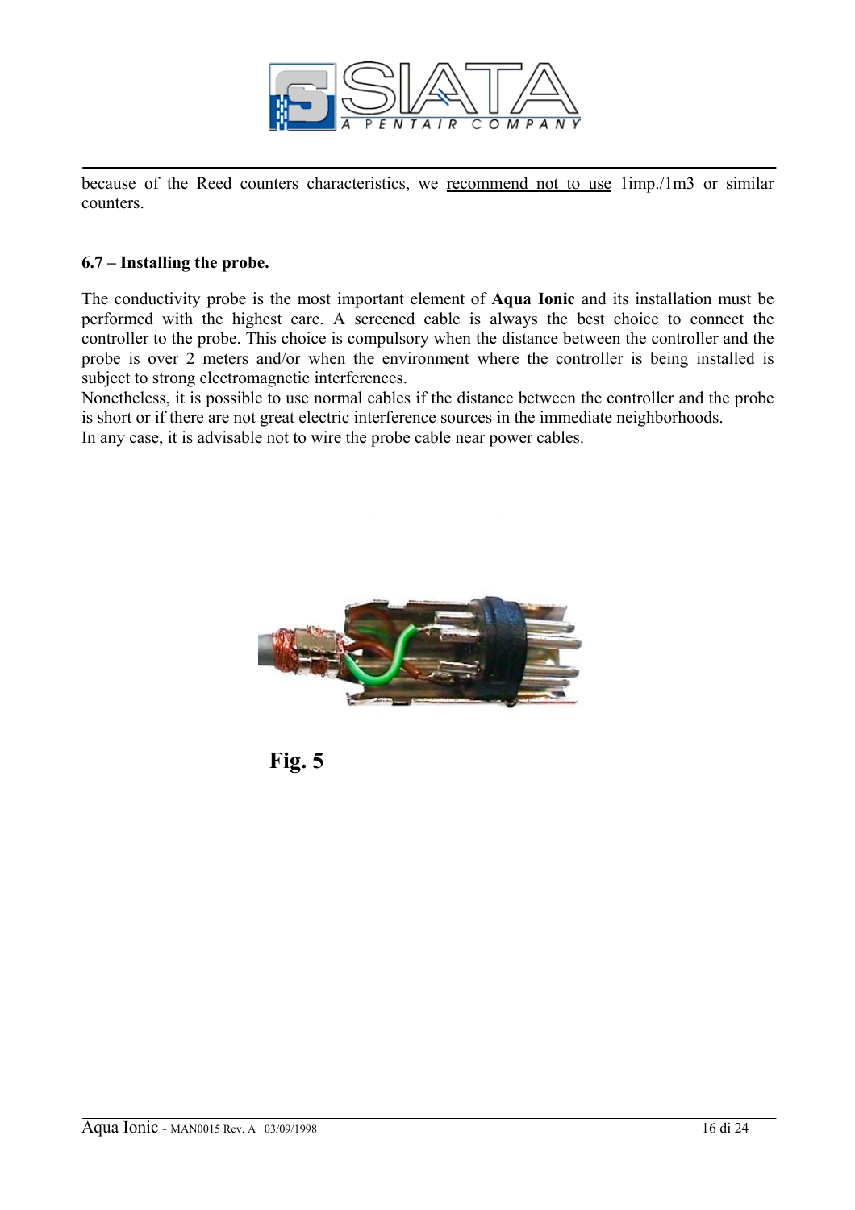because of the Reed counters characteristics, we recommend not to use 1imp./1m3 or similar counters.

### 6.7 – Installing the probe.

The conductivity probe is the most important element of **Aqua Ionic** and its installation must be performed with the highest care. A screened cable is always the best choice to connect the controller to the probe. This choice is compulsory when the distance between the controller and the probe is over 2 meters and/or when the environment where the controller is being installed is subject to strong electromagnetic interferences.

Nonetheless, it is possible to use normal cables if the distance between the controller and the probe is short or if there are not great electric interference sources in the immediate neighborhoods.

In any case, it is advisable not to wire the probe cable near power cables.

**Fig. 5**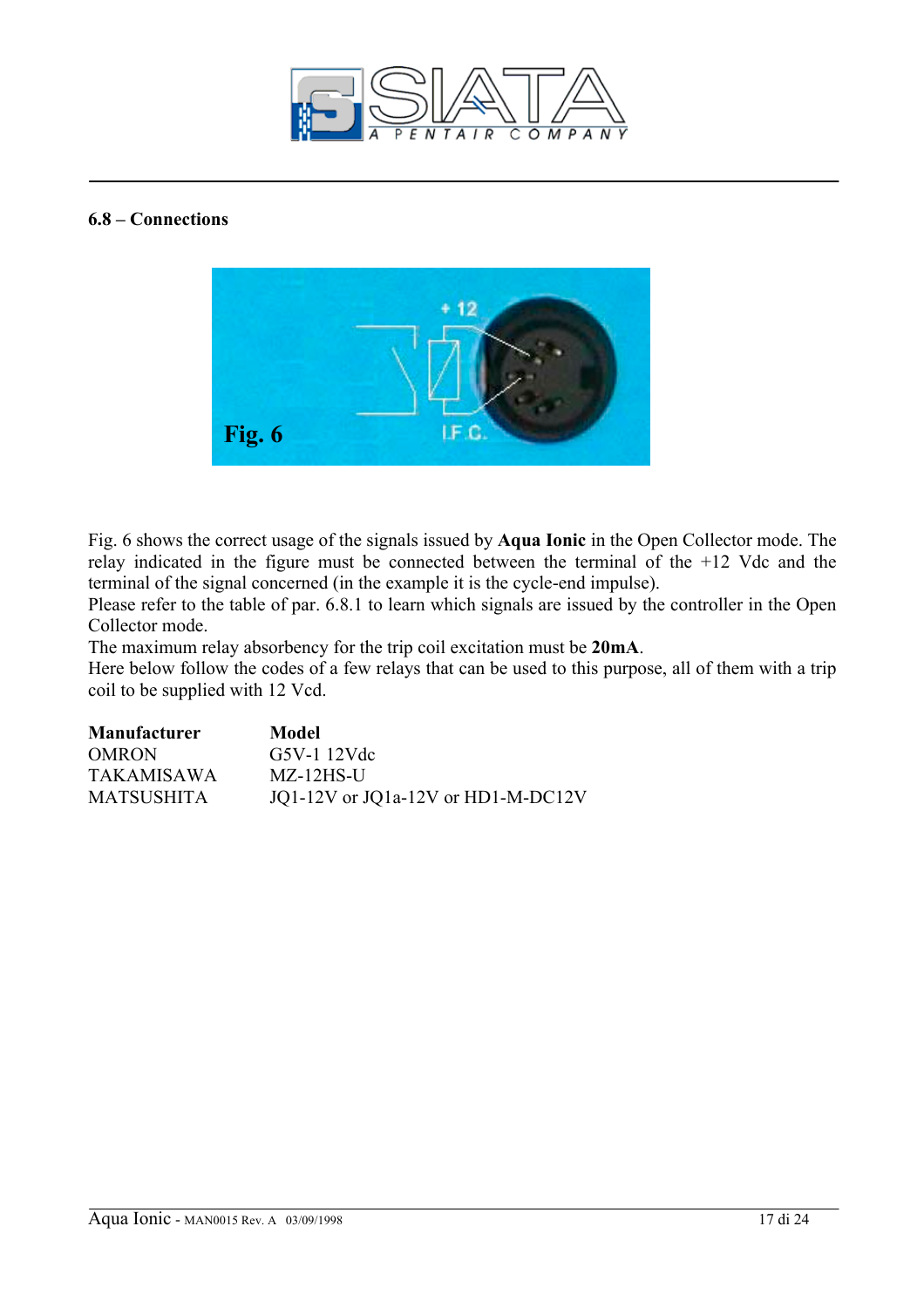## 6.8 – Connections

Fig. 6

Fig. 6 shows the correct usage of the signals issued by **Aqua Ionic** in the Open Collector mode. The relay indicated in the figure must be connected between the terminal of the +12 Vdc and the terminal of the signal concerned (in the example it is the cycle-end impulse).
Please refer to the table of par. 6.8.1 to learn which signals are issued by the controller in the Open Collector mode.
The maximum relay absorbency for the trip coil excitation must be **20mA**.
Here below follow the codes of a few relays that can be used to this purpose, all of them with a trip coil to be supplied with 12 Vcd.

| **Manufacturer** | **Model** |
|---|---|
| OMRON | G5V-1 12Vdc |
| TAKAMISAWA | MZ-12HS-U |
| MATSUSHITA | JQ1-12V or JQ1a-12V or HD1-M-DC12V |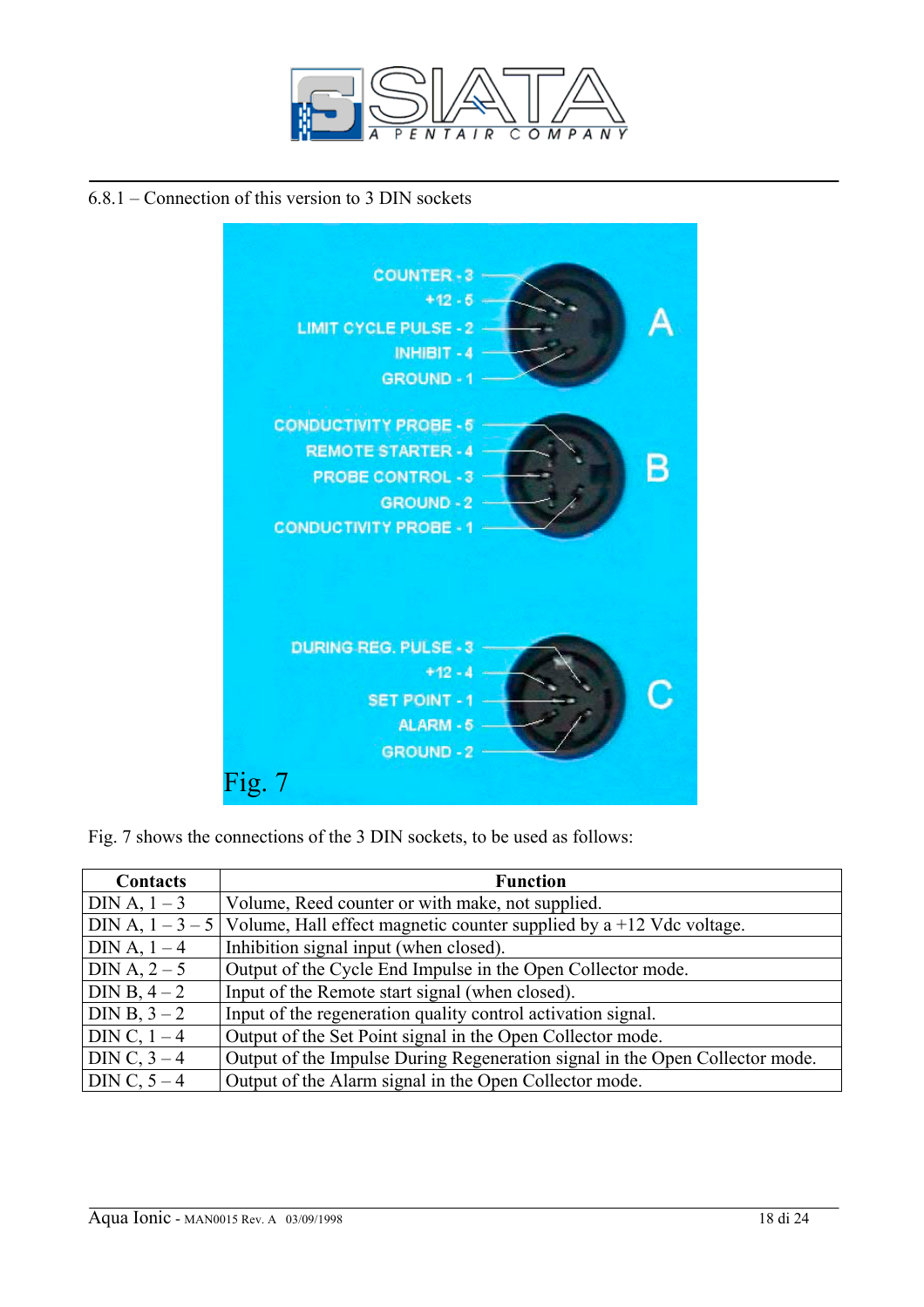6.8.1 – Connection of this version to 3 DIN sockets

**A**
- COUNTER - 3
- +12 - 5
- LIMIT CYCLE PULSE - 2
- INHIBIT - 4
- GROUND - 1

**B**
- CONDUCTIVITY PROBE - 5
- REMOTE STARTER - 4
- PROBE CONTROL - 3
- GROUND - 2
- CONDUCTIVITY PROBE - 1

**C**
- DURING REG. PULSE - 3
- +12 - 4
- SET POINT - 1
- ALARM - 5
- GROUND - 2

Fig. 7

Fig. 7 shows the connections of the 3 DIN sockets, to be used as follows:

| Contacts | Function |
|---|---|
| DIN A, 1 – 3 | Volume, Reed counter or with make, not supplied. |
| DIN A, 1 – 3 – 5 | Volume, Hall effect magnetic counter supplied by a +12 Vdc voltage. |
| DIN A, 1 – 4 | Inhibition signal input (when closed). |
| DIN A, 2 – 5 | Output of the Cycle End Impulse in the Open Collector mode. |
| DIN B, 4 – 2 | Input of the Remote start signal (when closed). |
| DIN B, 3 – 2 | Input of the regeneration quality control activation signal. |
| DIN C, 1 – 4 | Output of the Set Point signal in the Open Collector mode. |
| DIN C, 3 – 4 | Output of the Impulse During Regeneration signal in the Open Collector mode. |
| DIN C, 5 – 4 | Output of the Alarm signal in the Open Collector mode. |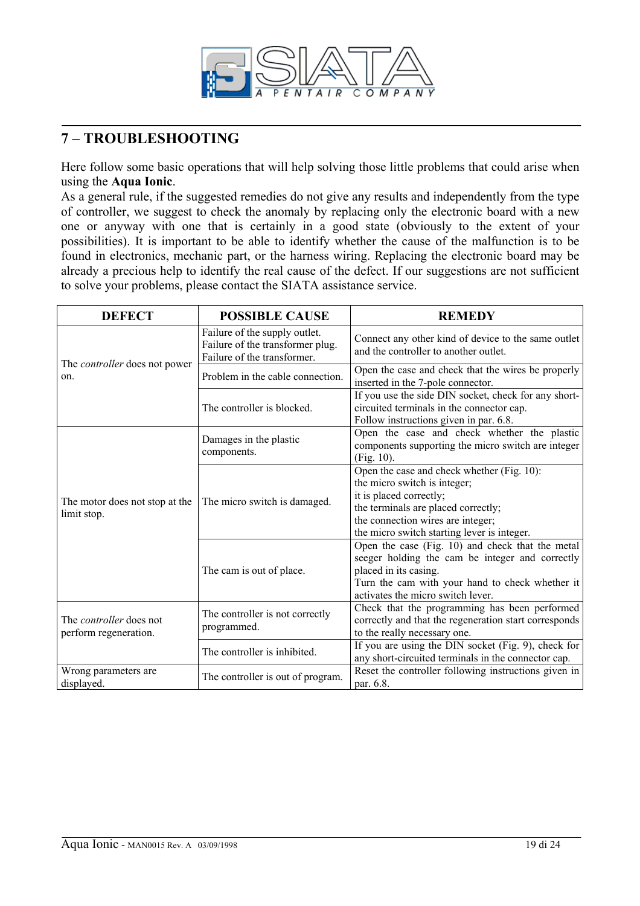## 7 – TROUBLESHOOTING

Here follow some basic operations that will help solving those little problems that could arise when using the **Aqua Ionic**.
As a general rule, if the suggested remedies do not give any results and independently from the type of controller, we suggest to check the anomaly by replacing only the electronic board with a new one or anyway with one that is certainly in a good state (obviously to the extent of your possibilities). It is important to be able to identify whether the cause of the malfunction is to be found in electronics, mechanic part, or the harness wiring. Replacing the electronic board may be already a precious help to identify the real cause of the defect. If our suggestions are not sufficient to solve your problems, please contact the SIATA assistance service.

| DEFECT | POSSIBLE CAUSE | REMEDY |
|---|---|---|
| The *controller* does not power on. | Failure of the supply outlet.<br>Failure of the transformer plug.<br>Failure of the transformer. | Connect any other kind of device to the same outlet and the controller to another outlet. |
| | Problem in the cable connection. | Open the case and check that the wires be properly inserted in the 7-pole connector. |
| | The controller is blocked. | If you use the side DIN socket, check for any short-circuited terminals in the connector cap.<br>Follow instructions given in par. 6.8. |
| The motor does not stop at the limit stop. | Damages in the plastic components. | Open the case and check whether the plastic components supporting the micro switch are integer (Fig. 10). |
| | The micro switch is damaged. | Open the case and check whether (Fig. 10):<br>the micro switch is integer;<br>it is placed correctly;<br>the terminals are placed correctly;<br>the connection wires are integer;<br>the micro switch starting lever is integer. |
| | The cam is out of place. | Open the case (Fig. 10) and check that the metal seeger holding the cam be integer and correctly placed in its casing.<br>Turn the cam with your hand to check whether it activates the micro switch lever. |
| The *controller* does not perform regeneration. | The controller is not correctly programmed. | Check that the programming has been performed correctly and that the regeneration start corresponds to the really necessary one. |
| | The controller is inhibited. | If you are using the DIN socket (Fig. 9), check for any short-circuited terminals in the connector cap. |
| Wrong parameters are displayed. | The controller is out of program. | Reset the controller following instructions given in par. 6.8. |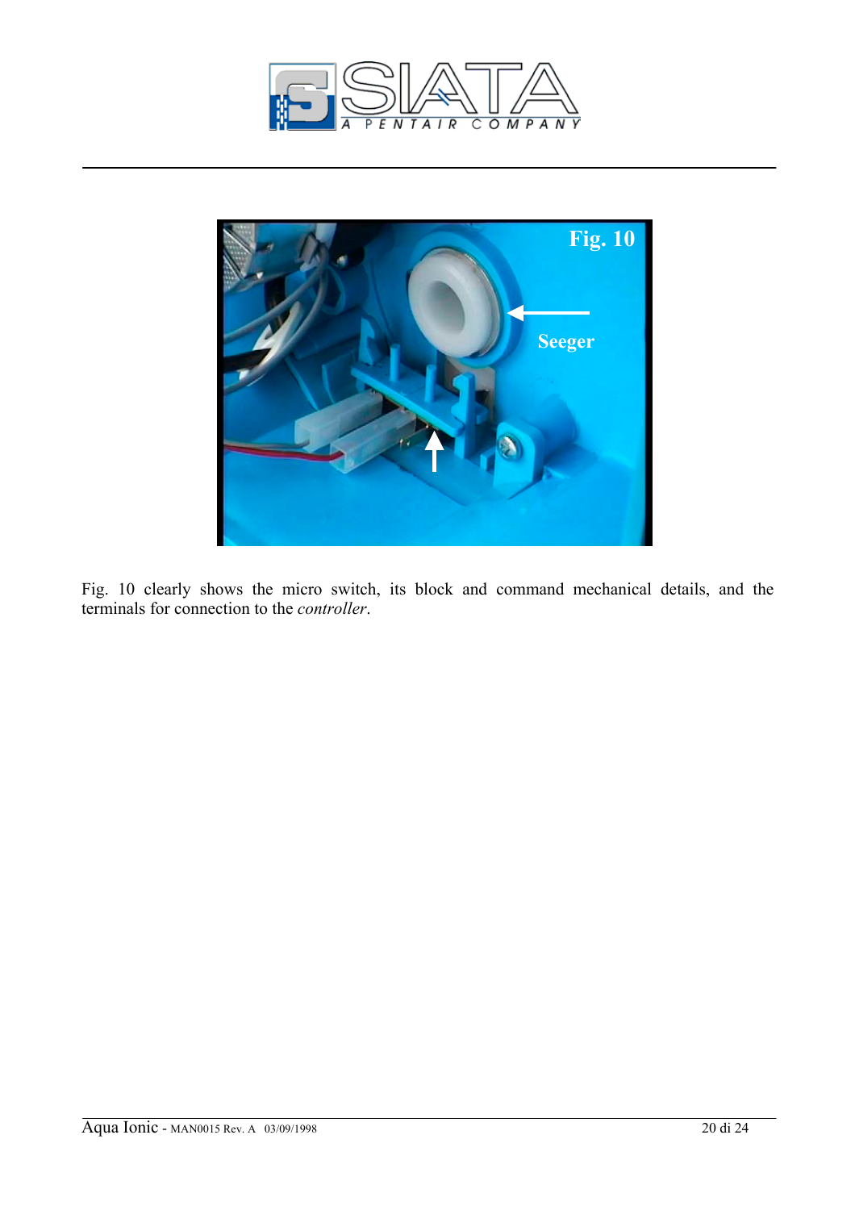Fig. 10 clearly shows the micro switch, its block and command mechanical details, and the terminals for connection to the *controller*.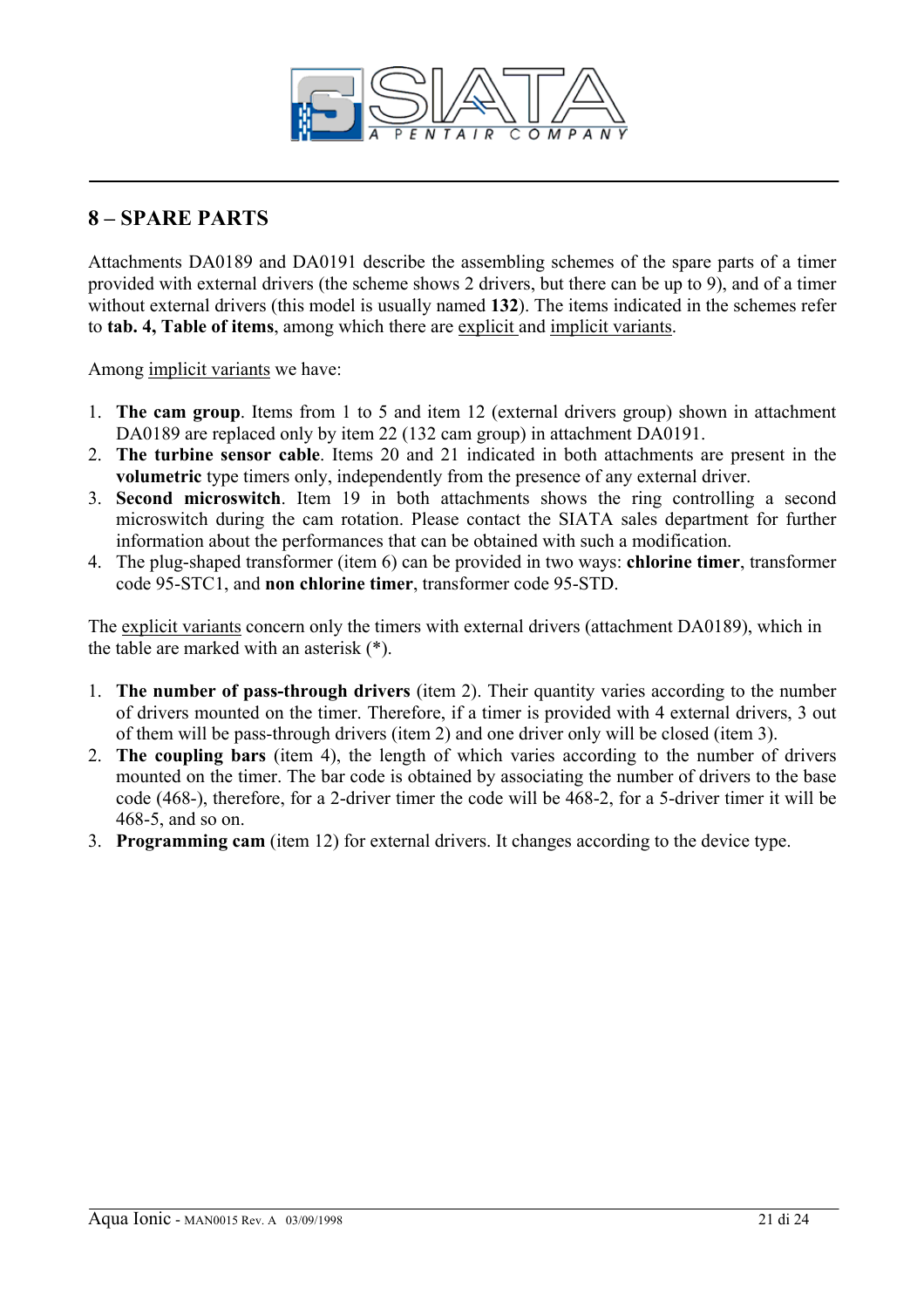## 8 – SPARE PARTS

Attachments DA0189 and DA0191 describe the assembling schemes of the spare parts of a timer provided with external drivers (the scheme shows 2 drivers, but there can be up to 9), and of a timer without external drivers (this model is usually named **132**). The items indicated in the schemes refer to **tab. 4, Table of items**, among which there are explicit and implicit variants.

Among implicit variants we have:

1. **The cam group**. Items from 1 to 5 and item 12 (external drivers group) shown in attachment DA0189 are replaced only by item 22 (132 cam group) in attachment DA0191.
2. **The turbine sensor cable**. Items 20 and 21 indicated in both attachments are present in the **volumetric** type timers only, independently from the presence of any external driver.
3. **Second microswitch**. Item 19 in both attachments shows the ring controlling a second microswitch during the cam rotation. Please contact the SIATA sales department for further information about the performances that can be obtained with such a modification.
4. The plug-shaped transformer (item 6) can be provided in two ways: **chlorine timer**, transformer code 95-STC1, and **non chlorine timer**, transformer code 95-STD.

The explicit variants concern only the timers with external drivers (attachment DA0189), which in the table are marked with an asterisk (*).

1. **The number of pass-through drivers** (item 2). Their quantity varies according to the number of drivers mounted on the timer. Therefore, if a timer is provided with 4 external drivers, 3 out of them will be pass-through drivers (item 2) and one driver only will be closed (item 3).
2. **The coupling bars** (item 4), the length of which varies according to the number of drivers mounted on the timer. The bar code is obtained by associating the number of drivers to the base code (468-), therefore, for a 2-driver timer the code will be 468-2, for a 5-driver timer it will be 468-5, and so on.
3. **Programming cam** (item 12) for external drivers. It changes according to the device type.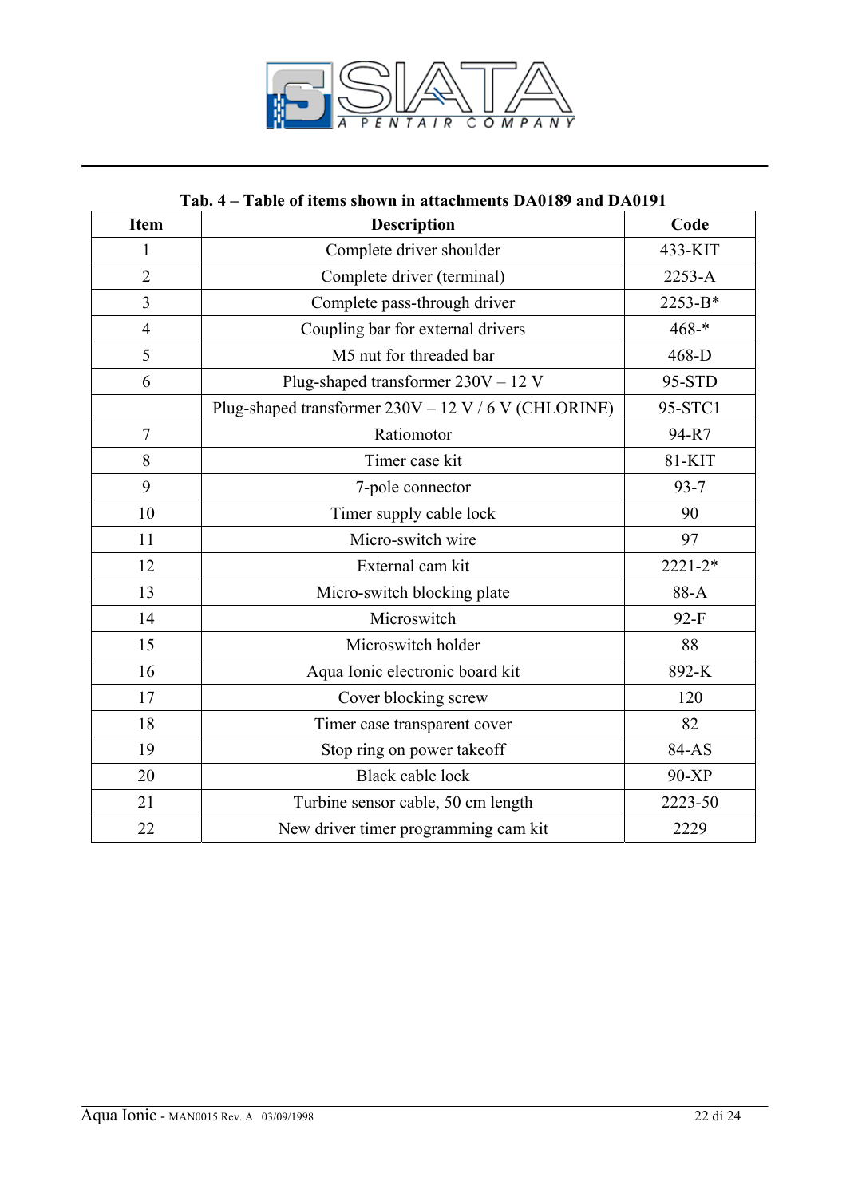**Tab. 4 – Table of items shown in attachments DA0189 and DA0191**

| Item | Description | Code |
|---|---|---|
| 1 | Complete driver shoulder | 433-KIT |
| 2 | Complete driver (terminal) | 2253-A |
| 3 | Complete pass-through driver | 2253-B* |
| 4 | Coupling bar for external drivers | 468-* |
| 5 | M5 nut for threaded bar | 468-D |
| 6 | Plug-shaped transformer 230V – 12 V | 95-STD |
| | Plug-shaped transformer 230V – 12 V / 6 V (CHLORINE) | 95-STC1 |
| 7 | Ratiomotor | 94-R7 |
| 8 | Timer case kit | 81-KIT |
| 9 | 7-pole connector | 93-7 |
| 10 | Timer supply cable lock | 90 |
| 11 | Micro-switch wire | 97 |
| 12 | External cam kit | 2221-2* |
| 13 | Micro-switch blocking plate | 88-A |
| 14 | Microswitch | 92-F |
| 15 | Microswitch holder | 88 |
| 16 | Aqua Ionic electronic board kit | 892-K |
| 17 | Cover blocking screw | 120 |
| 18 | Timer case transparent cover | 82 |
| 19 | Stop ring on power takeoff | 84-AS |
| 20 | Black cable lock | 90-XP |
| 21 | Turbine sensor cable, 50 cm length | 2223-50 |
| 22 | New driver timer programming cam kit | 2229 |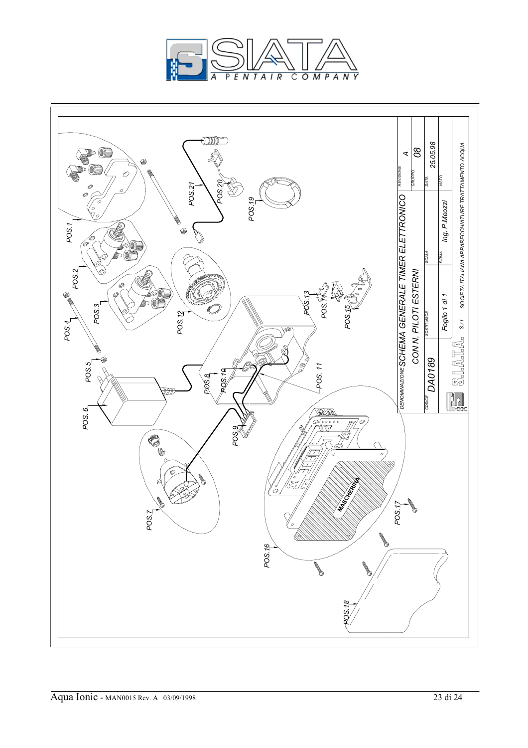POS.1

POS.2

POS.3

POS.4

POS.5

POS.6

POS.7

POS.8

POS.9

POS.10

POS.11

POS.12

POS.13

POS.14

POS.15

POS.16

POS.17

POS.18

POS.19

POS.20

POS.21

MASCHERINA

| DENOMINAZIONE | SCHEMA GENERALE TIMER ELETTRONICO CON N. PILOTI ESTERNI | REVISIONE | A |
|---|---|---|---|
| | | GRUPPO | 08 |
| CODICE | DA0189 | SOSTITUISCE | SCALA | DATA | 25.05.98 |
| | | Foglio 1 di 1 | FIRMA | Ing. P.Meozzi | VISTO |
| | SIATA S.r.l | SOCIETA ITALIANA APPARECCHIATURE TRATTAMENTO ACQUA | | | |

Aqua Ionic - MAN0015 Rev. A 03/09/1998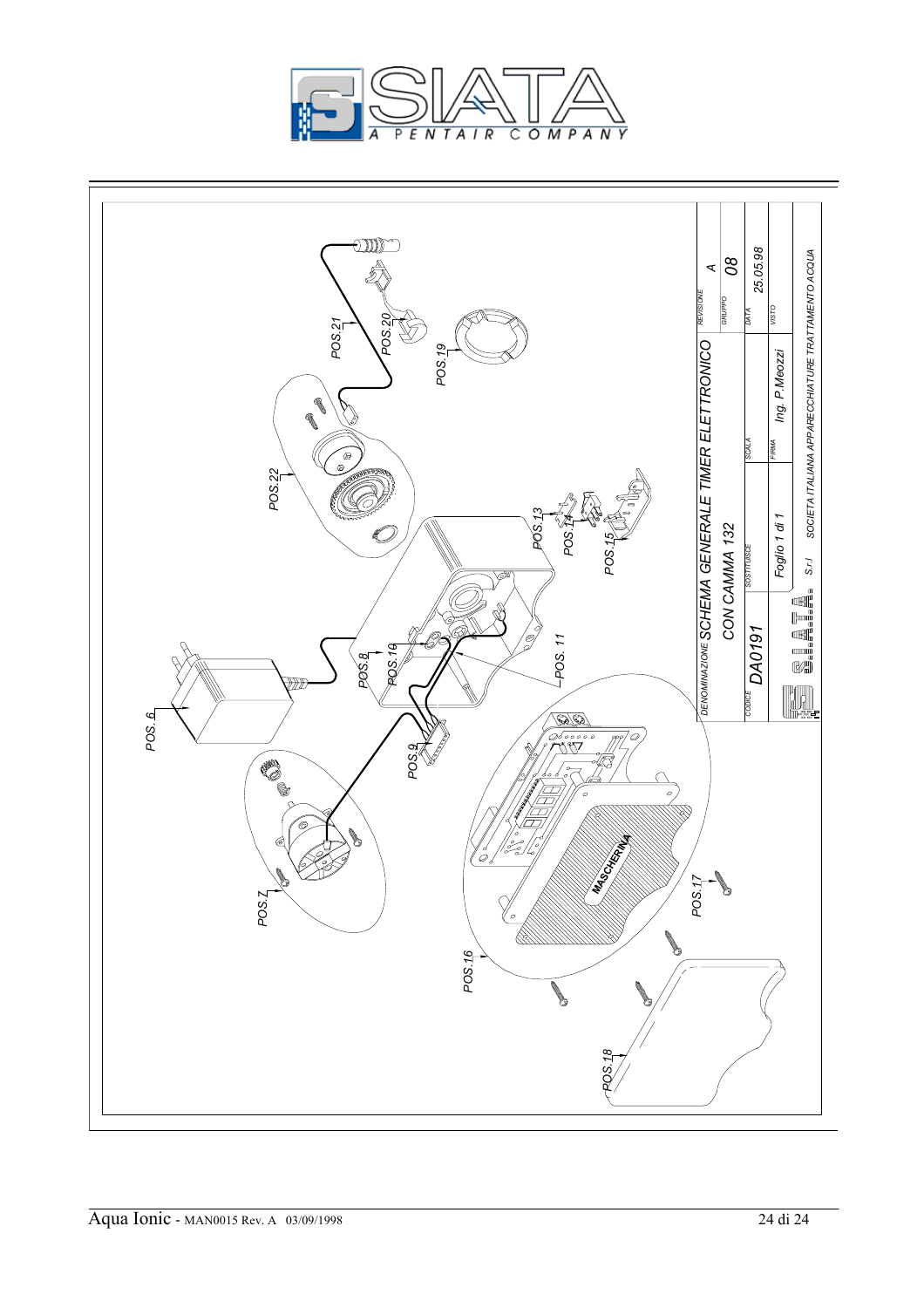SIATA
A PENTAIR COMPANY

POS.21
POS.20
POS.19
POS.22
POS.13
POS.14
POS.15
POS.6
POS.8
POS.10
POS. 11
POS.9
POS.7
MASCHERINA
POS.17
POS.16
POS.18

| | | | |
|---|---|---|---|
| DENOMINAZIONE SCHEMA GENERALE TIMER ELETTRONICO CON CAMMA 132 | | REVISIONE A | GRUPPO 08 |
| CODICE DA0191 | SOSTITUISCE | SCALA | DATA 25.05.98 |
| | Foglio 1 di 1 | FIRMA Ing. P.Mezzi | VISTO |
| SIATA S.r.l | SOCIETA ITALIANA APPARECCHIATURE TRATTAMENTO ACQUA | | |

Aqua Ionic - MAN0015 Rev. A 03/09/1998